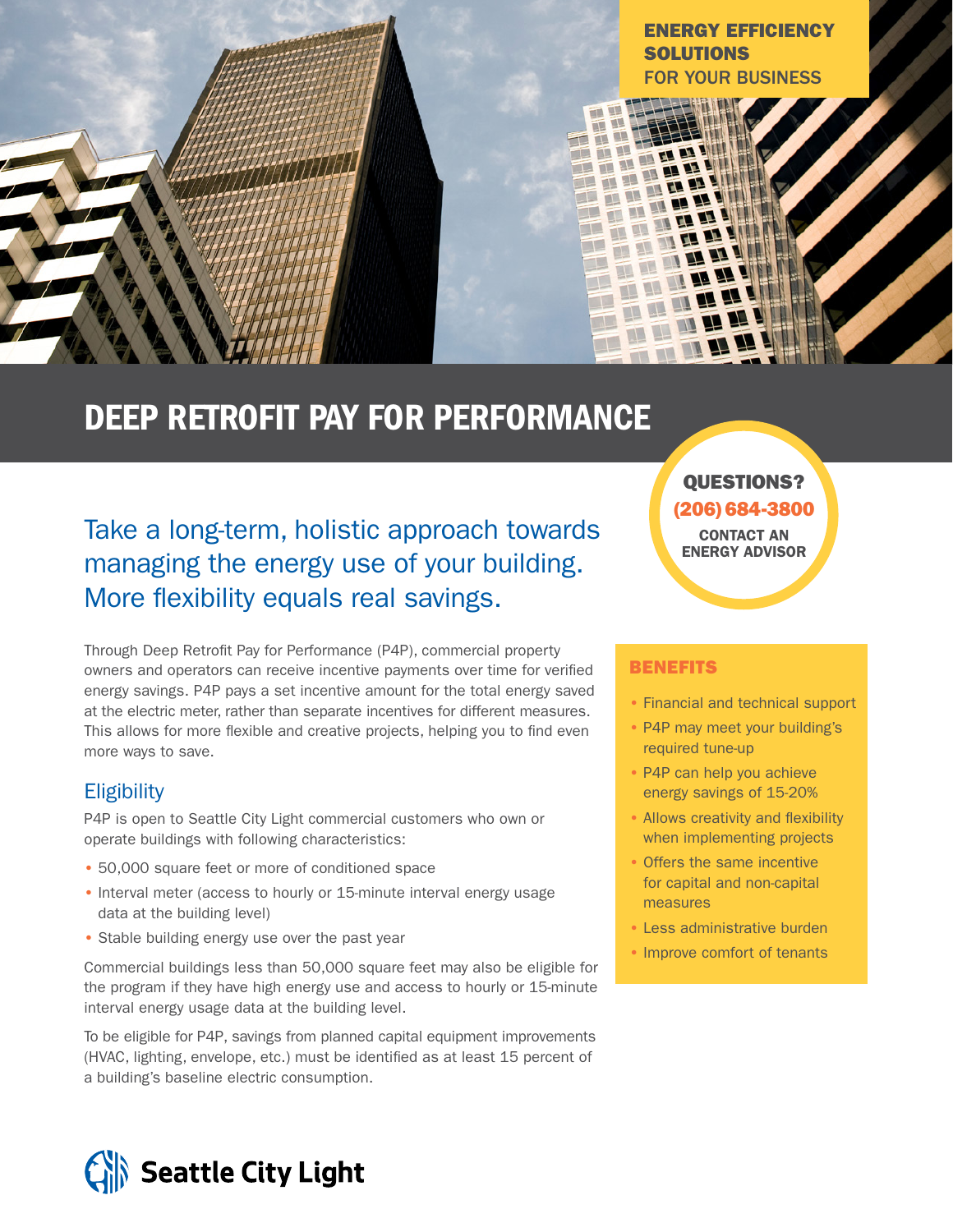ENERGY EFFICIENCY SOLUTIONS FOR YOUR BUSINESS

# DEEP RETROFIT PAY FOR PERFORMANCE

**QUESTIONS?**
**(206) 684-3800**
**CONTACT AN ENERGY ADVISOR**

## Take a long-term, holistic approach towards managing the energy use of your building. More flexibility equals real savings.

Through Deep Retrofit Pay for Performance (P4P), commercial property owners and operators can receive incentive payments over time for verified energy savings. P4P pays a set incentive amount for the total energy saved at the electric meter, rather than separate incentives for different measures. This allows for more flexible and creative projects, helping you to find even more ways to save.

### Eligibility

P4P is open to Seattle City Light commercial customers who own or operate buildings with following characteristics:

- 50,000 square feet or more of conditioned space
- Interval meter (access to hourly or 15-minute interval energy usage data at the building level)
- Stable building energy use over the past year

Commercial buildings less than 50,000 square feet may also be eligible for the program if they have high energy use and access to hourly or 15-minute interval energy usage data at the building level.

To be eligible for P4P, savings from planned capital equipment improvements (HVAC, lighting, envelope, etc.) must be identified as at least 15 percent of a building's baseline electric consumption.

### BENEFITS

- Financial and technical support
- P4P may meet your building's required tune-up
- P4P can help you achieve energy savings of 15-20%
- Allows creativity and flexibility when implementing projects
- Offers the same incentive for capital and non-capital measures
- Less administrative burden
- Improve comfort of tenants

Seattle City Light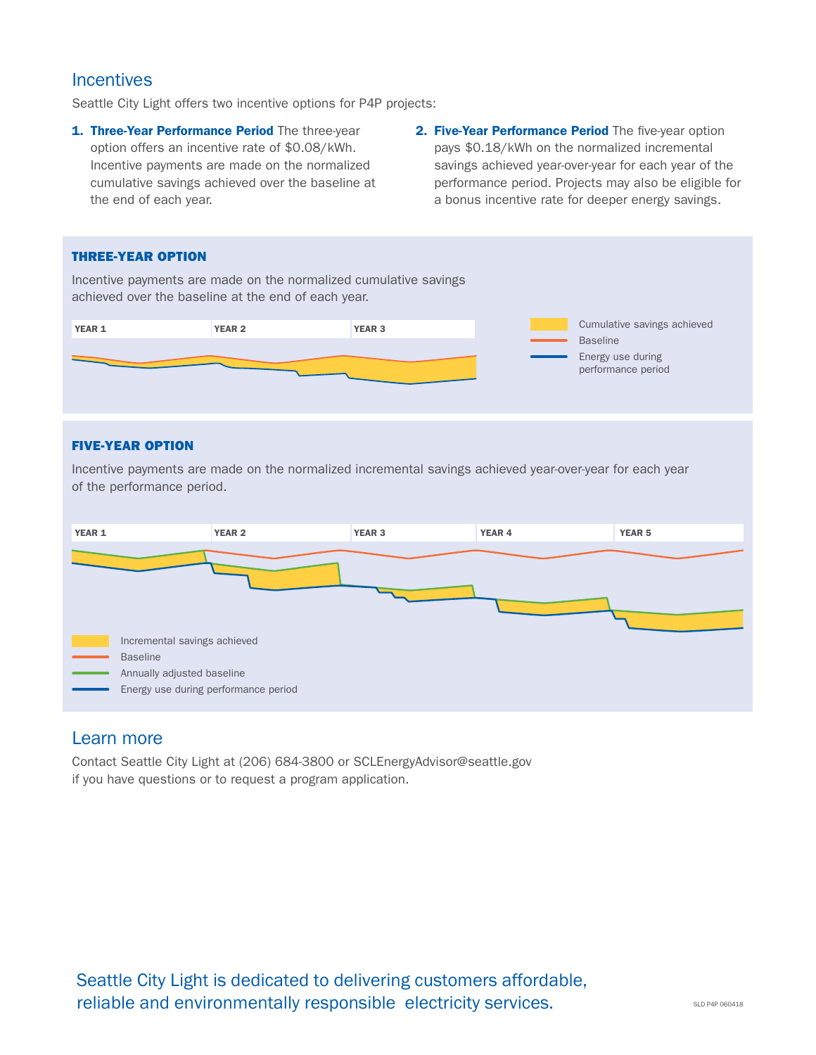## Incentives

Seattle City Light offers two incentive options for P4P projects:

1. **Three-Year Performance Period** The three-year option offers an incentive rate of $0.08/kWh. Incentive payments are made on the normalized cumulative savings achieved over the baseline at the end of each year.
2. **Five-Year Performance Period** The five-year option pays $0.18/kWh on the normalized incremental savings achieved year-over-year for each year of the performance period. Projects may also be eligible for a bonus incentive rate for deeper energy savings.

### THREE-YEAR OPTION

Incentive payments are made on the normalized cumulative savings achieved over the baseline at the end of each year.

YEAR 1
YEAR 2
YEAR 3

Cumulative savings achieved
Baseline
Energy use during performance period

### FIVE-YEAR OPTION

Incentive payments are made on the normalized incremental savings achieved year-over-year for each year of the performance period.

YEAR 1
YEAR 2
YEAR 3
YEAR 4
YEAR 5

Incremental savings achieved
Baseline
Annually adjusted baseline
Energy use during performance period

## Learn more

Contact Seattle City Light at (206) 684-3800 or SCLEnergyAdvisor@seattle.gov if you have questions or to request a program application.

Seattle City Light is dedicated to delivering customers affordable, reliable and environmentally responsible electricity services.

SLD P4P 060418